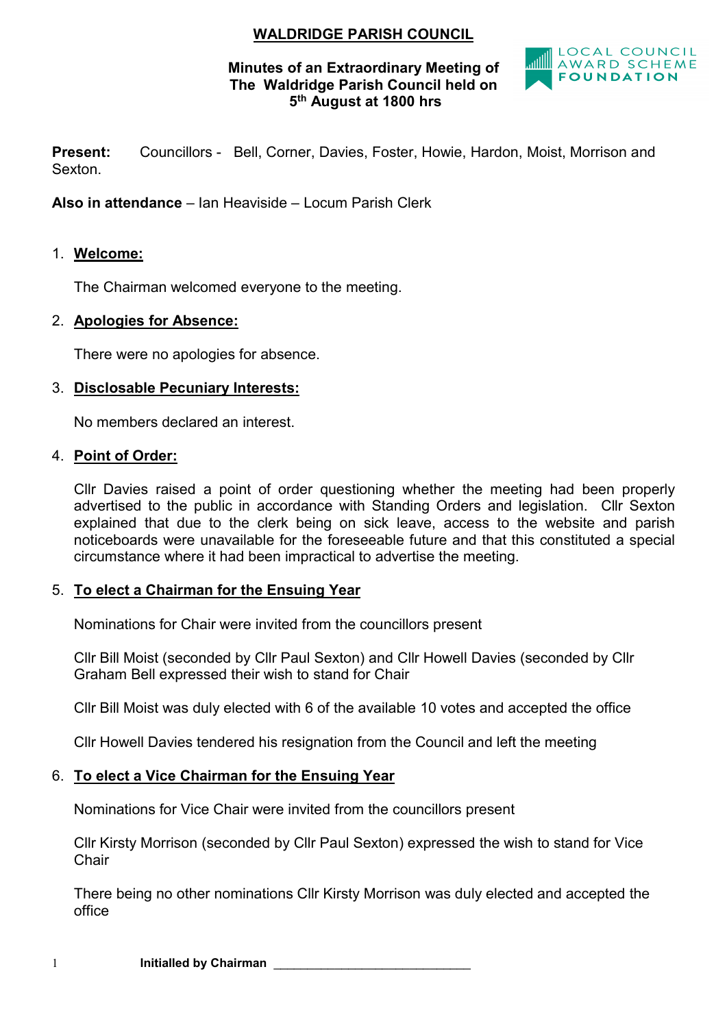# WALDRIDGE PARISH COUNCIL

**Minutes of an Extraordinary Meeting of The Waldridge Parish Council held on 5th August at 1800 hrs**

LOCAL COUNCIL AWARD SCHEME FOUNDATION

**Present:** Councillors - Bell, Corner, Davies, Foster, Howie, Hardon, Moist, Morrison and Sexton.

**Also in attendance** – Ian Heaviside – Locum Parish Clerk

1. **Welcome:**

   The Chairman welcomed everyone to the meeting.

2. **Apologies for Absence:**

   There were no apologies for absence.

3. **Disclosable Pecuniary Interests:**

   No members declared an interest.

4. **Point of Order:**

   Cllr Davies raised a point of order questioning whether the meeting had been properly advertised to the public in accordance with Standing Orders and legislation. Cllr Sexton explained that due to the clerk being on sick leave, access to the website and parish noticeboards were unavailable for the foreseeable future and that this constituted a special circumstance where it had been impractical to advertise the meeting.

5. **To elect a Chairman for the Ensuing Year**

   Nominations for Chair were invited from the councillors present

   Cllr Bill Moist (seconded by Cllr Paul Sexton) and Cllr Howell Davies (seconded by Cllr Graham Bell expressed their wish to stand for Chair

   Cllr Bill Moist was duly elected with 6 of the available 10 votes and accepted the office

   Cllr Howell Davies tendered his resignation from the Council and left the meeting

6. **To elect a Vice Chairman for the Ensuing Year**

   Nominations for Vice Chair were invited from the councillors present

   Cllr Kirsty Morrison (seconded by Cllr Paul Sexton) expressed the wish to stand for Vice Chair

   There being no other nominations Cllr Kirsty Morrison was duly elected and accepted the office

**Initialled by Chairman** ___________________________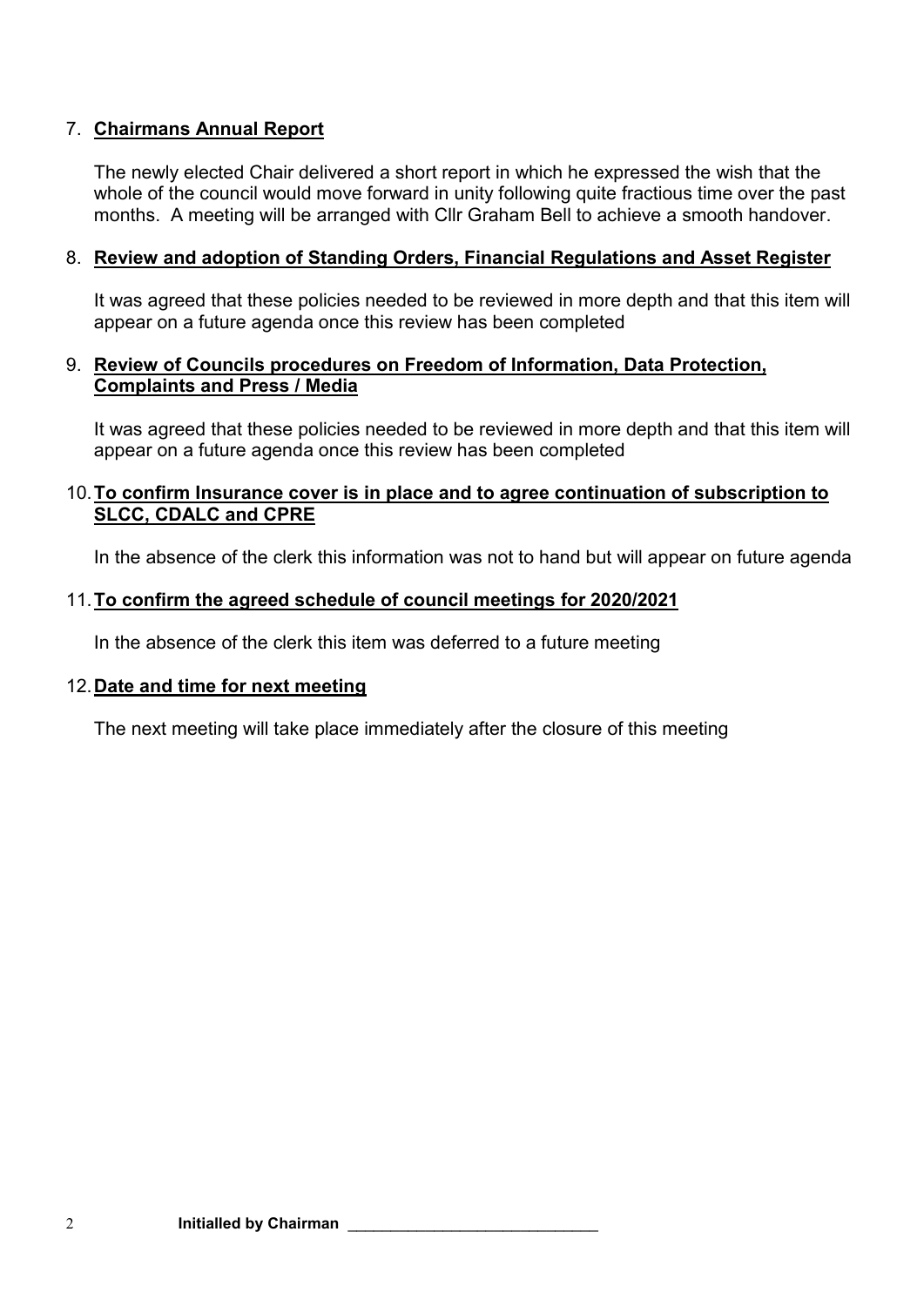7. **<u>Chairmans Annual Report</u>**

   The newly elected Chair delivered a short report in which he expressed the wish that the whole of the council would move forward in unity following quite fractious time over the past months. A meeting will be arranged with Cllr Graham Bell to achieve a smooth handover.

8. **<u>Review and adoption of Standing Orders, Financial Regulations and Asset Register</u>**

   It was agreed that these policies needed to be reviewed in more depth and that this item will appear on a future agenda once this review has been completed

9. **<u>Review of Councils procedures on Freedom of Information, Data Protection, Complaints and Press / Media</u>**

   It was agreed that these policies needed to be reviewed in more depth and that this item will appear on a future agenda once this review has been completed

10. **<u>To confirm Insurance cover is in place and to agree continuation of subscription to SLCC, CDALC and CPRE</u>**

    In the absence of the clerk this information was not to hand but will appear on future agenda

11. **<u>To confirm the agreed schedule of council meetings for 2020/2021</u>**

    In the absence of the clerk this item was deferred to a future meeting

12. **<u>Date and time for next meeting</u>**

    The next meeting will take place immediately after the closure of this meeting

**Initialled by Chairman** ____________________________